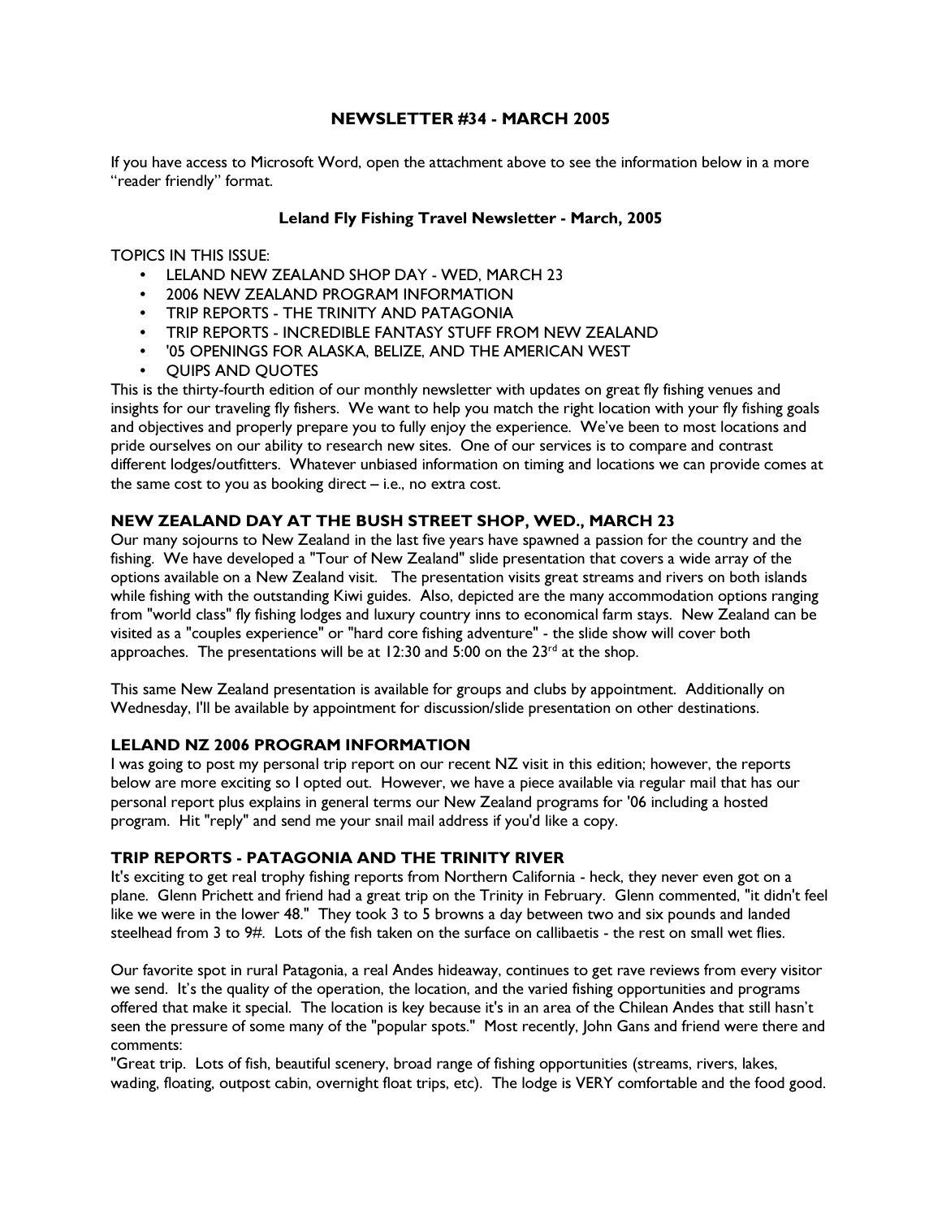## NEWSLETTER #34 - MARCH 2005

If you have access to Microsoft Word, open the attachment above to see the information below in a more "reader friendly" format.

### Leland Fly Fishing Travel Newsletter - March, 2005

TOPICS IN THIS ISSUE:

- LELAND NEW ZEALAND SHOP DAY - WED, MARCH 23
- 2006 NEW ZEALAND PROGRAM INFORMATION
- TRIP REPORTS - THE TRINITY AND PATAGONIA
- TRIP REPORTS - INCREDIBLE FANTASY STUFF FROM NEW ZEALAND
- '05 OPENINGS FOR ALASKA, BELIZE, AND THE AMERICAN WEST
- QUIPS AND QUOTES

This is the thirty-fourth edition of our monthly newsletter with updates on great fly fishing venues and insights for our traveling fly fishers. We want to help you match the right location with your fly fishing goals and objectives and properly prepare you to fully enjoy the experience. We've been to most locations and pride ourselves on our ability to research new sites. One of our services is to compare and contrast different lodges/outfitters. Whatever unbiased information on timing and locations we can provide comes at the same cost to you as booking direct – i.e., no extra cost.

### NEW ZEALAND DAY AT THE BUSH STREET SHOP, WED., MARCH 23

Our many sojourns to New Zealand in the last five years have spawned a passion for the country and the fishing. We have developed a "Tour of New Zealand" slide presentation that covers a wide array of the options available on a New Zealand visit. The presentation visits great streams and rivers on both islands while fishing with the outstanding Kiwi guides. Also, depicted are the many accommodation options ranging from "world class" fly fishing lodges and luxury country inns to economical farm stays. New Zealand can be visited as a "couples experience" or "hard core fishing adventure" - the slide show will cover both approaches. The presentations will be at 12:30 and 5:00 on the 23rd at the shop.

This same New Zealand presentation is available for groups and clubs by appointment. Additionally on Wednesday, I'll be available by appointment for discussion/slide presentation on other destinations.

### LELAND NZ 2006 PROGRAM INFORMATION

I was going to post my personal trip report on our recent NZ visit in this edition; however, the reports below are more exciting so I opted out. However, we have a piece available via regular mail that has our personal report plus explains in general terms our New Zealand programs for '06 including a hosted program. Hit "reply" and send me your snail mail address if you'd like a copy.

### TRIP REPORTS - PATAGONIA AND THE TRINITY RIVER

It's exciting to get real trophy fishing reports from Northern California - heck, they never even got on a plane. Glenn Prichett and friend had a great trip on the Trinity in February. Glenn commented, "it didn't feel like we were in the lower 48." They took 3 to 5 browns a day between two and six pounds and landed steelhead from 3 to 9#. Lots of the fish taken on the surface on callibaetis - the rest on small wet flies.

Our favorite spot in rural Patagonia, a real Andes hideaway, continues to get rave reviews from every visitor we send. It's the quality of the operation, the location, and the varied fishing opportunities and programs offered that make it special. The location is key because it's in an area of the Chilean Andes that still hasn't seen the pressure of some many of the "popular spots." Most recently, John Gans and friend were there and comments:

"Great trip. Lots of fish, beautiful scenery, broad range of fishing opportunities (streams, rivers, lakes, wading, floating, outpost cabin, overnight float trips, etc). The lodge is VERY comfortable and the food good.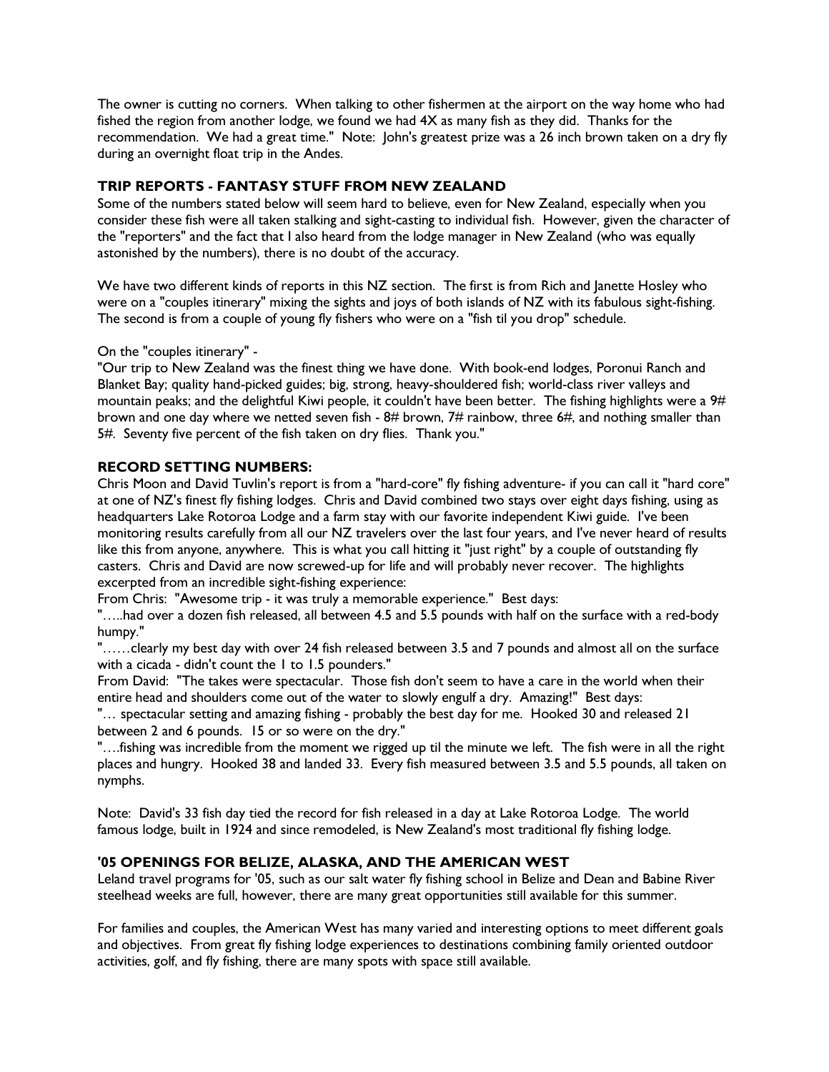The owner is cutting no corners. When talking to other fishermen at the airport on the way home who had fished the region from another lodge, we found we had 4X as many fish as they did. Thanks for the recommendation. We had a great time." Note: John's greatest prize was a 26 inch brown taken on a dry fly during an overnight float trip in the Andes.

### TRIP REPORTS - FANTASY STUFF FROM NEW ZEALAND

Some of the numbers stated below will seem hard to believe, even for New Zealand, especially when you consider these fish were all taken stalking and sight-casting to individual fish. However, given the character of the "reporters" and the fact that I also heard from the lodge manager in New Zealand (who was equally astonished by the numbers), there is no doubt of the accuracy.

We have two different kinds of reports in this NZ section. The first is from Rich and Janette Hosley who were on a "couples itinerary" mixing the sights and joys of both islands of NZ with its fabulous sight-fishing. The second is from a couple of young fly fishers who were on a "fish til you drop" schedule.

On the "couples itinerary" -

"Our trip to New Zealand was the finest thing we have done. With book-end lodges, Poronui Ranch and Blanket Bay; quality hand-picked guides; big, strong, heavy-shouldered fish; world-class river valleys and mountain peaks; and the delightful Kiwi people, it couldn't have been better. The fishing highlights were a 9# brown and one day where we netted seven fish - 8# brown, 7# rainbow, three 6#, and nothing smaller than 5#. Seventy five percent of the fish taken on dry flies. Thank you."

### RECORD SETTING NUMBERS:

Chris Moon and David Tuvlin's report is from a "hard-core" fly fishing adventure- if you can call it "hard core" at one of NZ's finest fly fishing lodges. Chris and David combined two stays over eight days fishing, using as headquarters Lake Rotoroa Lodge and a farm stay with our favorite independent Kiwi guide. I've been monitoring results carefully from all our NZ travelers over the last four years, and I've never heard of results like this from anyone, anywhere. This is what you call hitting it "just right" by a couple of outstanding fly casters. Chris and David are now screwed-up for life and will probably never recover. The highlights excerpted from an incredible sight-fishing experience:

From Chris: "Awesome trip - it was truly a memorable experience." Best days:

"…..had over a dozen fish released, all between 4.5 and 5.5 pounds with half on the surface with a red-body humpy."

"……clearly my best day with over 24 fish released between 3.5 and 7 pounds and almost all on the surface with a cicada - didn't count the 1 to 1.5 pounders."

From David: "The takes were spectacular. Those fish don't seem to have a care in the world when their entire head and shoulders come out of the water to slowly engulf a dry. Amazing!" Best days:

"… spectacular setting and amazing fishing - probably the best day for me. Hooked 30 and released 21 between 2 and 6 pounds. 15 or so were on the dry."

"….fishing was incredible from the moment we rigged up til the minute we left. The fish were in all the right places and hungry. Hooked 38 and landed 33. Every fish measured between 3.5 and 5.5 pounds, all taken on nymphs.

Note: David's 33 fish day tied the record for fish released in a day at Lake Rotoroa Lodge. The world famous lodge, built in 1924 and since remodeled, is New Zealand's most traditional fly fishing lodge.

### '05 OPENINGS FOR BELIZE, ALASKA, AND THE AMERICAN WEST

Leland travel programs for '05, such as our salt water fly fishing school in Belize and Dean and Babine River steelhead weeks are full, however, there are many great opportunities still available for this summer.

For families and couples, the American West has many varied and interesting options to meet different goals and objectives. From great fly fishing lodge experiences to destinations combining family oriented outdoor activities, golf, and fly fishing, there are many spots with space still available.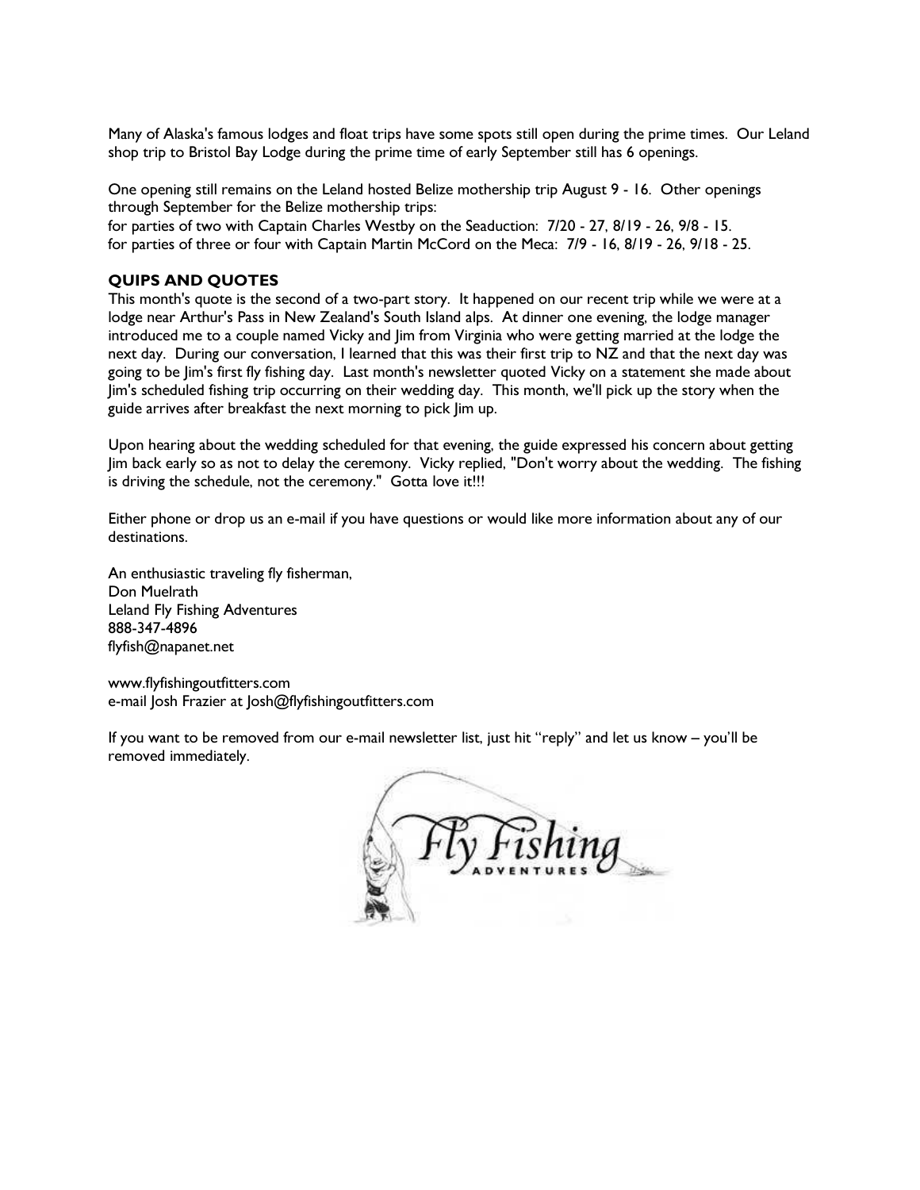Many of Alaska's famous lodges and float trips have some spots still open during the prime times. Our Leland shop trip to Bristol Bay Lodge during the prime time of early September still has 6 openings.

One opening still remains on the Leland hosted Belize mothership trip August 9 - 16. Other openings through September for the Belize mothership trips:
for parties of two with Captain Charles Westby on the Seaduction: 7/20 - 27, 8/19 - 26, 9/8 - 15.
for parties of three or four with Captain Martin McCord on the Meca: 7/9 - 16, 8/19 - 26, 9/18 - 25.

**QUIPS AND QUOTES**

This month's quote is the second of a two-part story. It happened on our recent trip while we were at a lodge near Arthur's Pass in New Zealand's South Island alps. At dinner one evening, the lodge manager introduced me to a couple named Vicky and Jim from Virginia who were getting married at the lodge the next day. During our conversation, I learned that this was their first trip to NZ and that the next day was going to be Jim's first fly fishing day. Last month's newsletter quoted Vicky on a statement she made about Jim's scheduled fishing trip occurring on their wedding day. This month, we'll pick up the story when the guide arrives after breakfast the next morning to pick Jim up.

Upon hearing about the wedding scheduled for that evening, the guide expressed his concern about getting Jim back early so as not to delay the ceremony. Vicky replied, "Don't worry about the wedding. The fishing is driving the schedule, not the ceremony." Gotta love it!!!

Either phone or drop us an e-mail if you have questions or would like more information about any of our destinations.

An enthusiastic traveling fly fisherman,
Don Muelrath
Leland Fly Fishing Adventures
888-347-4896
flyfish@napanet.net

www.flyfishingoutfitters.com
e-mail Josh Frazier at Josh@flyfishingoutfitters.com

If you want to be removed from our e-mail newsletter list, just hit "reply" and let us know – you'll be removed immediately.

Fly Fishing
ADVENTURES